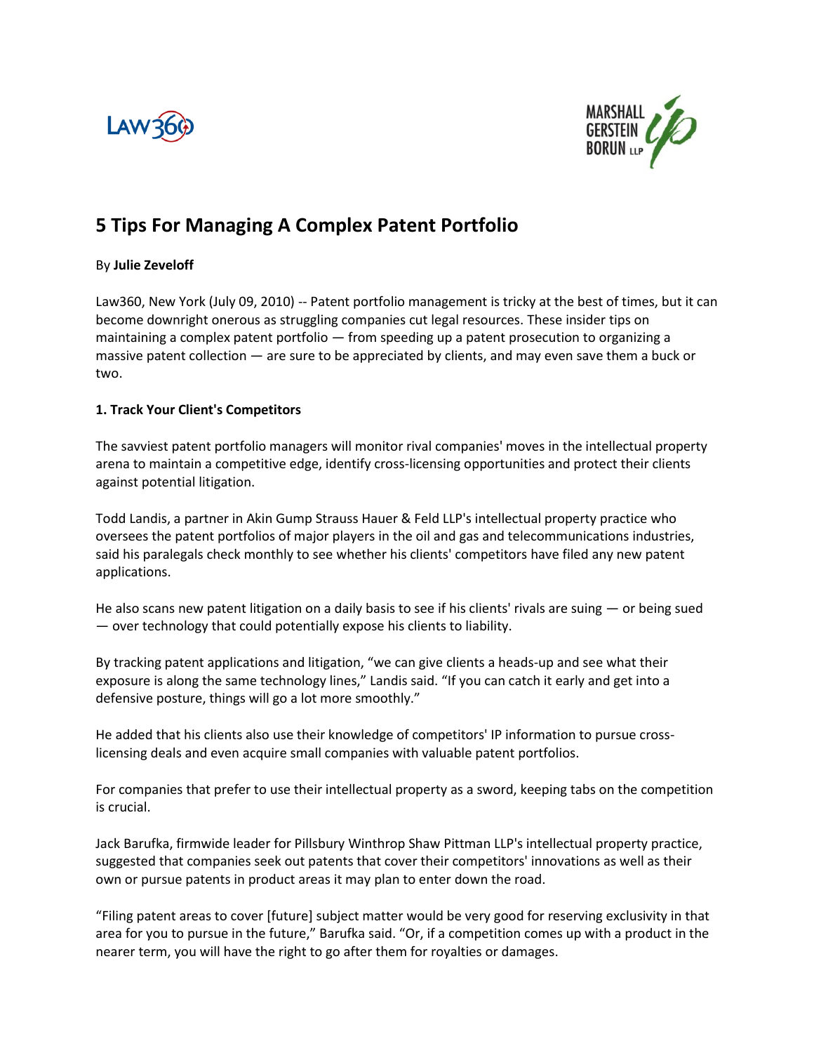# 5 Tips For Managing A Complex Patent Portfolio

By **Julie Zeveloff**

Law360, New York (July 09, 2010) -- Patent portfolio management is tricky at the best of times, but it can become downright onerous as struggling companies cut legal resources. These insider tips on maintaining a complex patent portfolio — from speeding up a patent prosecution to organizing a massive patent collection — are sure to be appreciated by clients, and may even save them a buck or two.

**1. Track Your Client's Competitors**

The savviest patent portfolio managers will monitor rival companies' moves in the intellectual property arena to maintain a competitive edge, identify cross-licensing opportunities and protect their clients against potential litigation.

Todd Landis, a partner in Akin Gump Strauss Hauer & Feld LLP's intellectual property practice who oversees the patent portfolios of major players in the oil and gas and telecommunications industries, said his paralegals check monthly to see whether his clients' competitors have filed any new patent applications.

He also scans new patent litigation on a daily basis to see if his clients' rivals are suing — or being sued — over technology that could potentially expose his clients to liability.

By tracking patent applications and litigation, "we can give clients a heads-up and see what their exposure is along the same technology lines," Landis said. "If you can catch it early and get into a defensive posture, things will go a lot more smoothly."

He added that his clients also use their knowledge of competitors' IP information to pursue cross-licensing deals and even acquire small companies with valuable patent portfolios.

For companies that prefer to use their intellectual property as a sword, keeping tabs on the competition is crucial.

Jack Barufka, firmwide leader for Pillsbury Winthrop Shaw Pittman LLP's intellectual property practice, suggested that companies seek out patents that cover their competitors' innovations as well as their own or pursue patents in product areas it may plan to enter down the road.

"Filing patent areas to cover [future] subject matter would be very good for reserving exclusivity in that area for you to pursue in the future," Barufka said. "Or, if a competition comes up with a product in the nearer term, you will have the right to go after them for royalties or damages.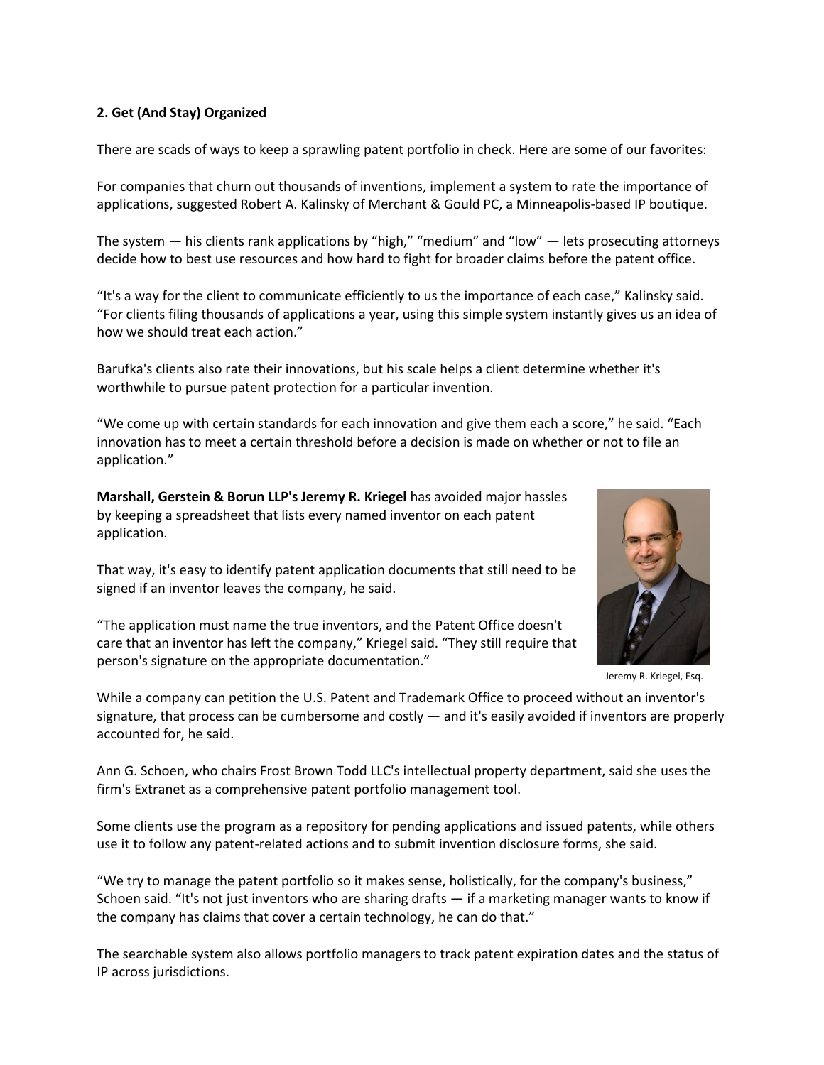**2. Get (And Stay) Organized**

There are scads of ways to keep a sprawling patent portfolio in check. Here are some of our favorites:

For companies that churn out thousands of inventions, implement a system to rate the importance of applications, suggested Robert A. Kalinsky of Merchant & Gould PC, a Minneapolis-based IP boutique.

The system — his clients rank applications by "high," "medium" and "low" — lets prosecuting attorneys decide how to best use resources and how hard to fight for broader claims before the patent office.

"It's a way for the client to communicate efficiently to us the importance of each case," Kalinsky said. "For clients filing thousands of applications a year, using this simple system instantly gives us an idea of how we should treat each action."

Barufka's clients also rate their innovations, but his scale helps a client determine whether it's worthwhile to pursue patent protection for a particular invention.

"We come up with certain standards for each innovation and give them each a score," he said. "Each innovation has to meet a certain threshold before a decision is made on whether or not to file an application."

**Marshall, Gerstein & Borun LLP's Jeremy R. Kriegel** has avoided major hassles by keeping a spreadsheet that lists every named inventor on each patent application.

That way, it's easy to identify patent application documents that still need to be signed if an inventor leaves the company, he said.

"The application must name the true inventors, and the Patent Office doesn't care that an inventor has left the company," Kriegel said. "They still require that person's signature on the appropriate documentation."

Jeremy R. Kriegel, Esq.

While a company can petition the U.S. Patent and Trademark Office to proceed without an inventor's signature, that process can be cumbersome and costly — and it's easily avoided if inventors are properly accounted for, he said.

Ann G. Schoen, who chairs Frost Brown Todd LLC's intellectual property department, said she uses the firm's Extranet as a comprehensive patent portfolio management tool.

Some clients use the program as a repository for pending applications and issued patents, while others use it to follow any patent-related actions and to submit invention disclosure forms, she said.

"We try to manage the patent portfolio so it makes sense, holistically, for the company's business," Schoen said. "It's not just inventors who are sharing drafts — if a marketing manager wants to know if the company has claims that cover a certain technology, he can do that."

The searchable system also allows portfolio managers to track patent expiration dates and the status of IP across jurisdictions.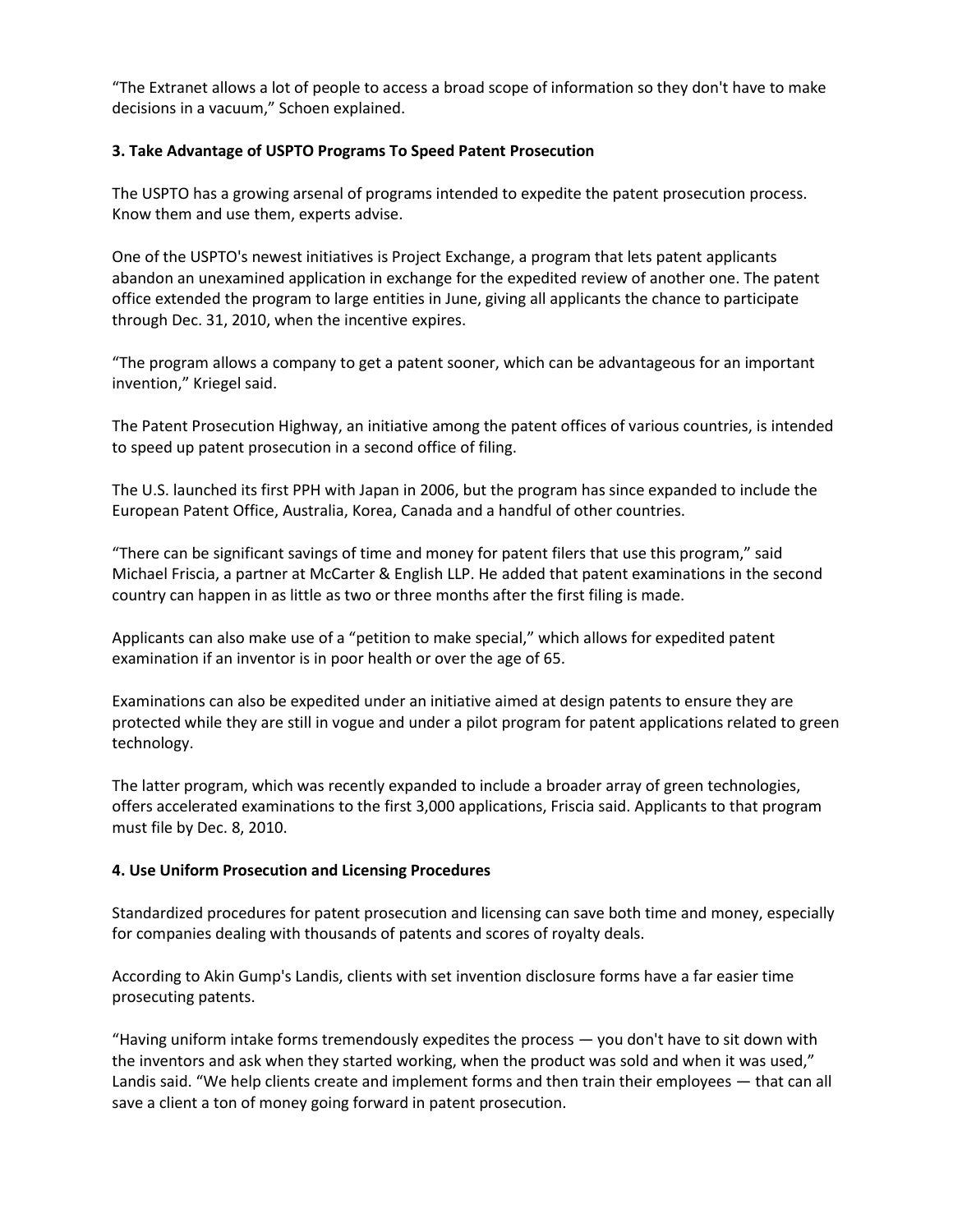“The Extranet allows a lot of people to access a broad scope of information so they don't have to make decisions in a vacuum,” Schoen explained.

**3. Take Advantage of USPTO Programs To Speed Patent Prosecution**

The USPTO has a growing arsenal of programs intended to expedite the patent prosecution process. Know them and use them, experts advise.

One of the USPTO's newest initiatives is Project Exchange, a program that lets patent applicants abandon an unexamined application in exchange for the expedited review of another one. The patent office extended the program to large entities in June, giving all applicants the chance to participate through Dec. 31, 2010, when the incentive expires.

“The program allows a company to get a patent sooner, which can be advantageous for an important invention,” Kriegel said.

The Patent Prosecution Highway, an initiative among the patent offices of various countries, is intended to speed up patent prosecution in a second office of filing.

The U.S. launched its first PPH with Japan in 2006, but the program has since expanded to include the European Patent Office, Australia, Korea, Canada and a handful of other countries.

“There can be significant savings of time and money for patent filers that use this program,” said Michael Friscia, a partner at McCarter & English LLP. He added that patent examinations in the second country can happen in as little as two or three months after the first filing is made.

Applicants can also make use of a “petition to make special,” which allows for expedited patent examination if an inventor is in poor health or over the age of 65.

Examinations can also be expedited under an initiative aimed at design patents to ensure they are protected while they are still in vogue and under a pilot program for patent applications related to green technology.

The latter program, which was recently expanded to include a broader array of green technologies, offers accelerated examinations to the first 3,000 applications, Friscia said. Applicants to that program must file by Dec. 8, 2010.

**4. Use Uniform Prosecution and Licensing Procedures**

Standardized procedures for patent prosecution and licensing can save both time and money, especially for companies dealing with thousands of patents and scores of royalty deals.

According to Akin Gump's Landis, clients with set invention disclosure forms have a far easier time prosecuting patents.

“Having uniform intake forms tremendously expedites the process — you don't have to sit down with the inventors and ask when they started working, when the product was sold and when it was used,” Landis said. “We help clients create and implement forms and then train their employees — that can all save a client a ton of money going forward in patent prosecution.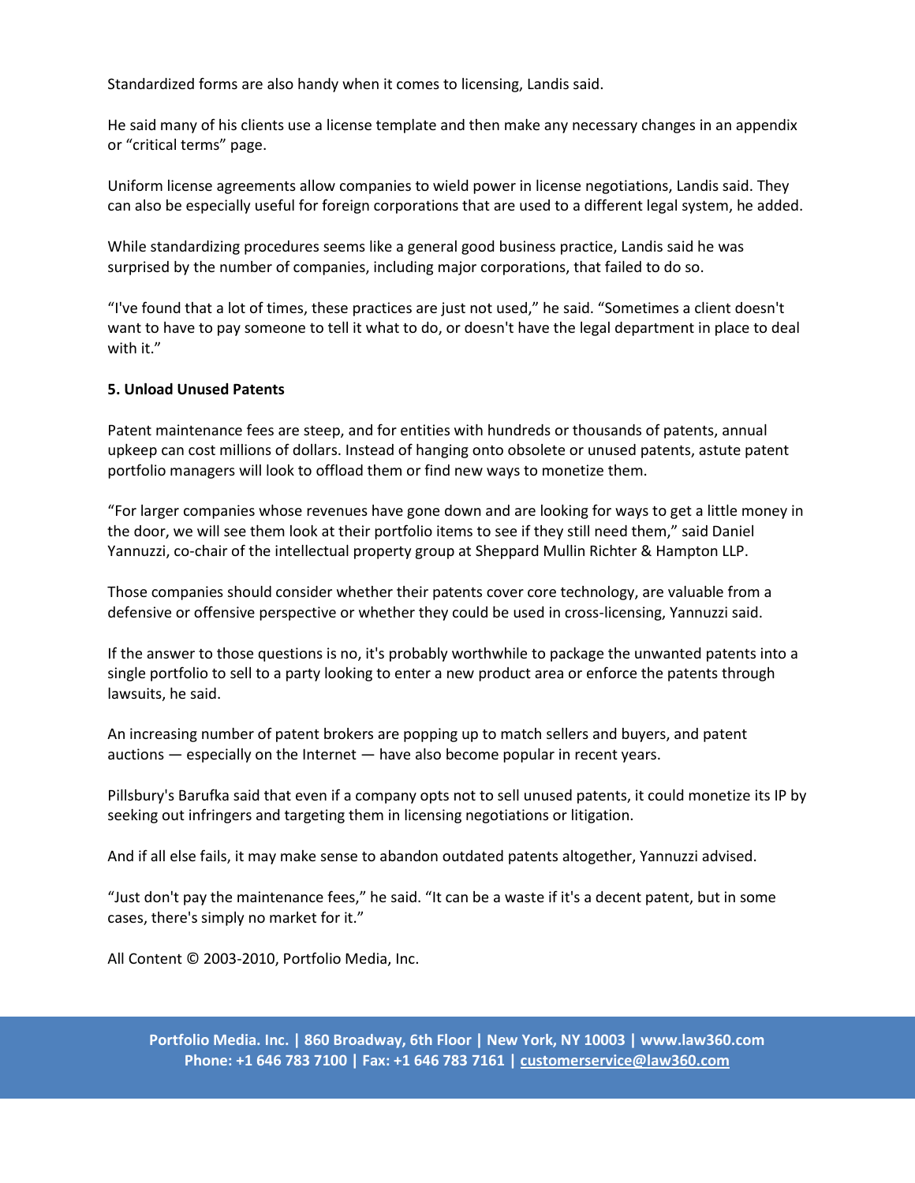Standardized forms are also handy when it comes to licensing, Landis said.

He said many of his clients use a license template and then make any necessary changes in an appendix or "critical terms" page.

Uniform license agreements allow companies to wield power in license negotiations, Landis said. They can also be especially useful for foreign corporations that are used to a different legal system, he added.

While standardizing procedures seems like a general good business practice, Landis said he was surprised by the number of companies, including major corporations, that failed to do so.

"I've found that a lot of times, these practices are just not used," he said. "Sometimes a client doesn't want to have to pay someone to tell it what to do, or doesn't have the legal department in place to deal with it."

**5. Unload Unused Patents**

Patent maintenance fees are steep, and for entities with hundreds or thousands of patents, annual upkeep can cost millions of dollars. Instead of hanging onto obsolete or unused patents, astute patent portfolio managers will look to offload them or find new ways to monetize them.

"For larger companies whose revenues have gone down and are looking for ways to get a little money in the door, we will see them look at their portfolio items to see if they still need them," said Daniel Yannuzzi, co-chair of the intellectual property group at Sheppard Mullin Richter & Hampton LLP.

Those companies should consider whether their patents cover core technology, are valuable from a defensive or offensive perspective or whether they could be used in cross-licensing, Yannuzzi said.

If the answer to those questions is no, it's probably worthwhile to package the unwanted patents into a single portfolio to sell to a party looking to enter a new product area or enforce the patents through lawsuits, he said.

An increasing number of patent brokers are popping up to match sellers and buyers, and patent auctions — especially on the Internet — have also become popular in recent years.

Pillsbury's Barufka said that even if a company opts not to sell unused patents, it could monetize its IP by seeking out infringers and targeting them in licensing negotiations or litigation.

And if all else fails, it may make sense to abandon outdated patents altogether, Yannuzzi advised.

"Just don't pay the maintenance fees," he said. "It can be a waste if it's a decent patent, but in some cases, there's simply no market for it."

All Content © 2003-2010, Portfolio Media, Inc.

**Portfolio Media. Inc. | 860 Broadway, 6th Floor | New York, NY 10003 | www.law360.com**
**Phone: +1 646 783 7100 | Fax: +1 646 783 7161 | customerservice@law360.com**